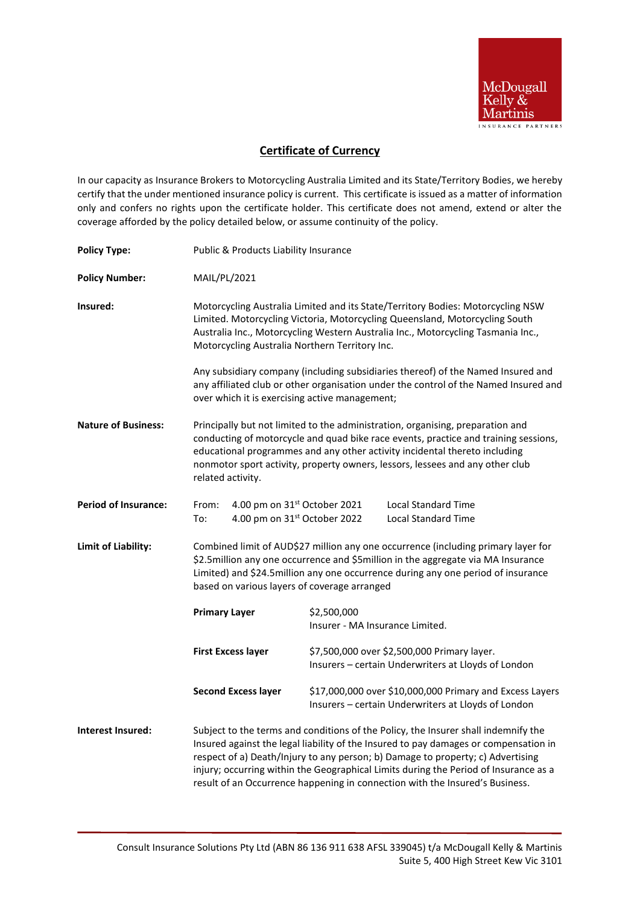McDougall Kelly & Martinis
INSURANCE PARTNERS

# Certificate of Currency

In our capacity as Insurance Brokers to Motorcycling Australia Limited and its State/Territory Bodies, we hereby certify that the under mentioned insurance policy is current. This certificate is issued as a matter of information only and confers no rights upon the certificate holder. This certificate does not amend, extend or alter the coverage afforded by the policy detailed below, or assume continuity of the policy.

**Policy Type:** Public & Products Liability Insurance

**Policy Number:** MAIL/PL/2021

**Insured:** Motorcycling Australia Limited and its State/Territory Bodies: Motorcycling NSW Limited. Motorcycling Victoria, Motorcycling Queensland, Motorcycling South Australia Inc., Motorcycling Western Australia Inc., Motorcycling Tasmania Inc., Motorcycling Australia Northern Territory Inc.

Any subsidiary company (including subsidiaries thereof) of the Named Insured and any affiliated club or other organisation under the control of the Named Insured and over which it is exercising active management;

**Nature of Business:** Principally but not limited to the administration, organising, preparation and conducting of motorcycle and quad bike race events, practice and training sessions, educational programmes and any other activity incidental thereto including nonmotor sport activity, property owners, lessors, lessees and any other club related activity.

**Period of Insurance:**

| | | |
|---|---|---|
| From: | 4.00 pm on 31st October 2021 | Local Standard Time |
| To: | 4.00 pm on 31st October 2022 | Local Standard Time |

**Limit of Liability:** Combined limit of AUD$27 million any one occurrence (including primary layer for $2.5million any one occurrence and $5million in the aggregate via MA Insurance Limited) and $24.5million any one occurrence during any one period of insurance based on various layers of coverage arranged

| Layer | Details |
|---|---|
| **Primary Layer** | $2,500,000<br>Insurer - MA Insurance Limited. |
| **First Excess layer** | $7,500,000 over $2,500,000 Primary layer.<br>Insurers – certain Underwriters at Lloyds of London |
| **Second Excess layer** | $17,000,000 over $10,000,000 Primary and Excess Layers<br>Insurers – certain Underwriters at Lloyds of London |

**Interest Insured:** Subject to the terms and conditions of the Policy, the Insurer shall indemnify the Insured against the legal liability of the Insured to pay damages or compensation in respect of a) Death/Injury to any person; b) Damage to property; c) Advertising injury; occurring within the Geographical Limits during the Period of Insurance as a result of an Occurrence happening in connection with the Insured's Business.

Consult Insurance Solutions Pty Ltd (ABN 86 136 911 638 AFSL 339045) t/a McDougall Kelly & Martinis
Suite 5, 400 High Street Kew Vic 3101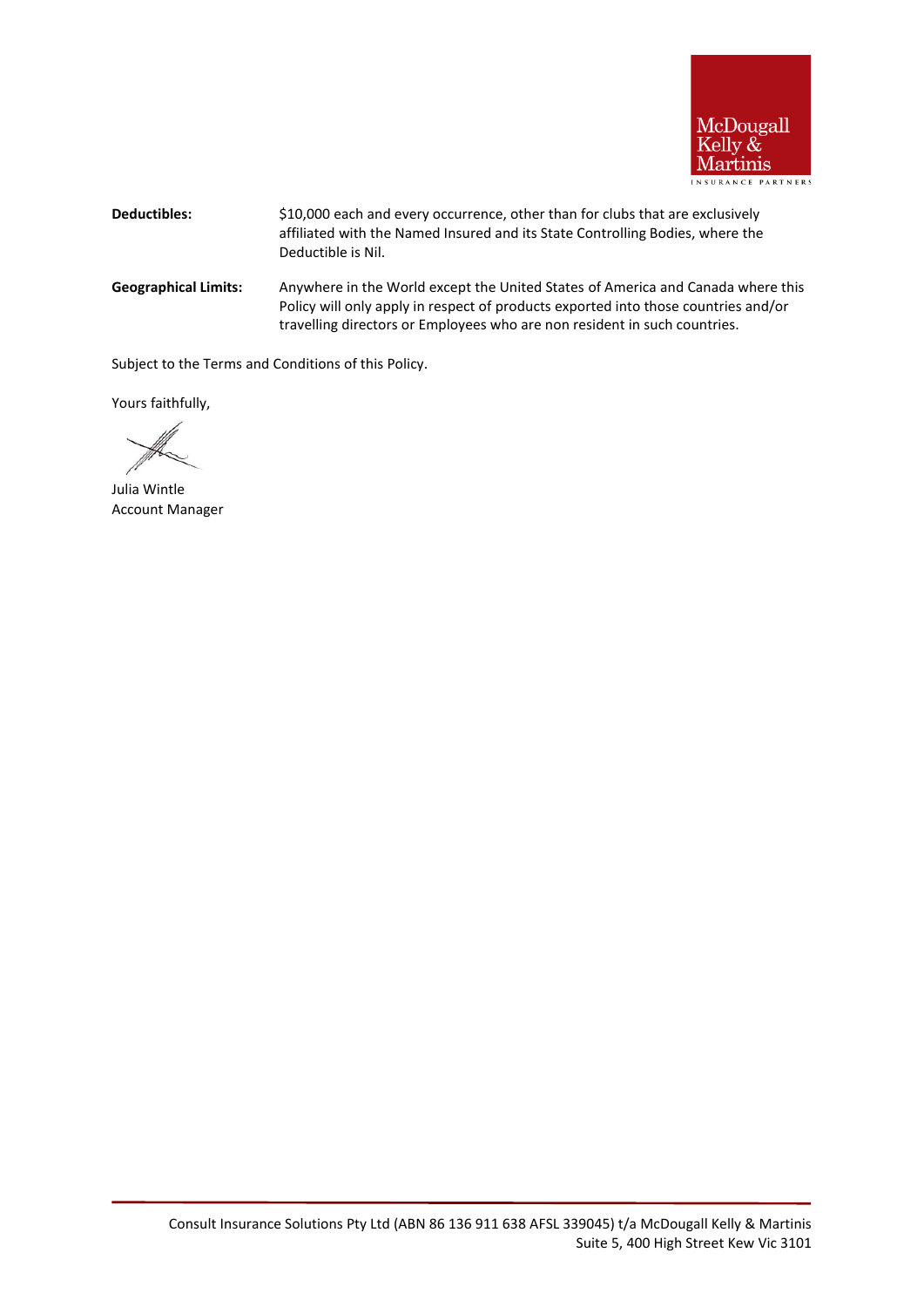**Deductibles:** $10,000 each and every occurrence, other than for clubs that are exclusively affiliated with the Named Insured and its State Controlling Bodies, where the Deductible is Nil.

**Geographical Limits:** Anywhere in the World except the United States of America and Canada where this Policy will only apply in respect of products exported into those countries and/or travelling directors or Employees who are non resident in such countries.

Subject to the Terms and Conditions of this Policy.

Yours faithfully,

Julia Wintle
Account Manager

Consult Insurance Solutions Pty Ltd (ABN 86 136 911 638 AFSL 339045) t/a McDougall Kelly & Martinis
Suite 5, 400 High Street Kew Vic 3101